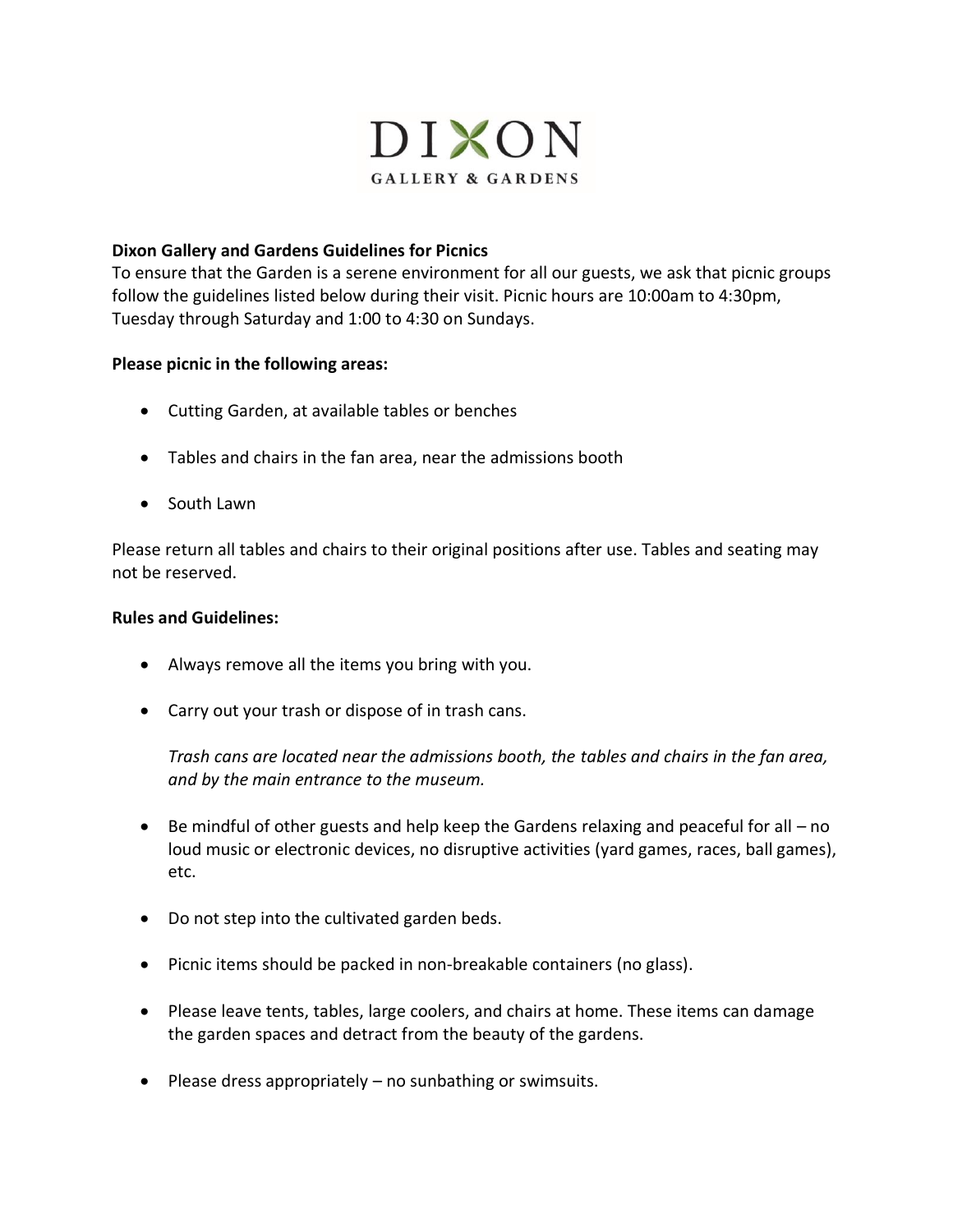# DIXON

GALLERY & GARDENS

**Dixon Gallery and Gardens Guidelines for Picnics**

To ensure that the Garden is a serene environment for all our guests, we ask that picnic groups follow the guidelines listed below during their visit. Picnic hours are 10:00am to 4:30pm, Tuesday through Saturday and 1:00 to 4:30 on Sundays.

**Please picnic in the following areas:**

- Cutting Garden, at available tables or benches
- Tables and chairs in the fan area, near the admissions booth
- South Lawn

Please return all tables and chairs to their original positions after use. Tables and seating may not be reserved.

**Rules and Guidelines:**

- Always remove all the items you bring with you.
- Carry out your trash or dispose of in trash cans.

  *Trash cans are located near the admissions booth, the tables and chairs in the fan area, and by the main entrance to the museum.*

- Be mindful of other guests and help keep the Gardens relaxing and peaceful for all – no loud music or electronic devices, no disruptive activities (yard games, races, ball games), etc.
- Do not step into the cultivated garden beds.
- Picnic items should be packed in non-breakable containers (no glass).
- Please leave tents, tables, large coolers, and chairs at home. These items can damage the garden spaces and detract from the beauty of the gardens.
- Please dress appropriately – no sunbathing or swimsuits.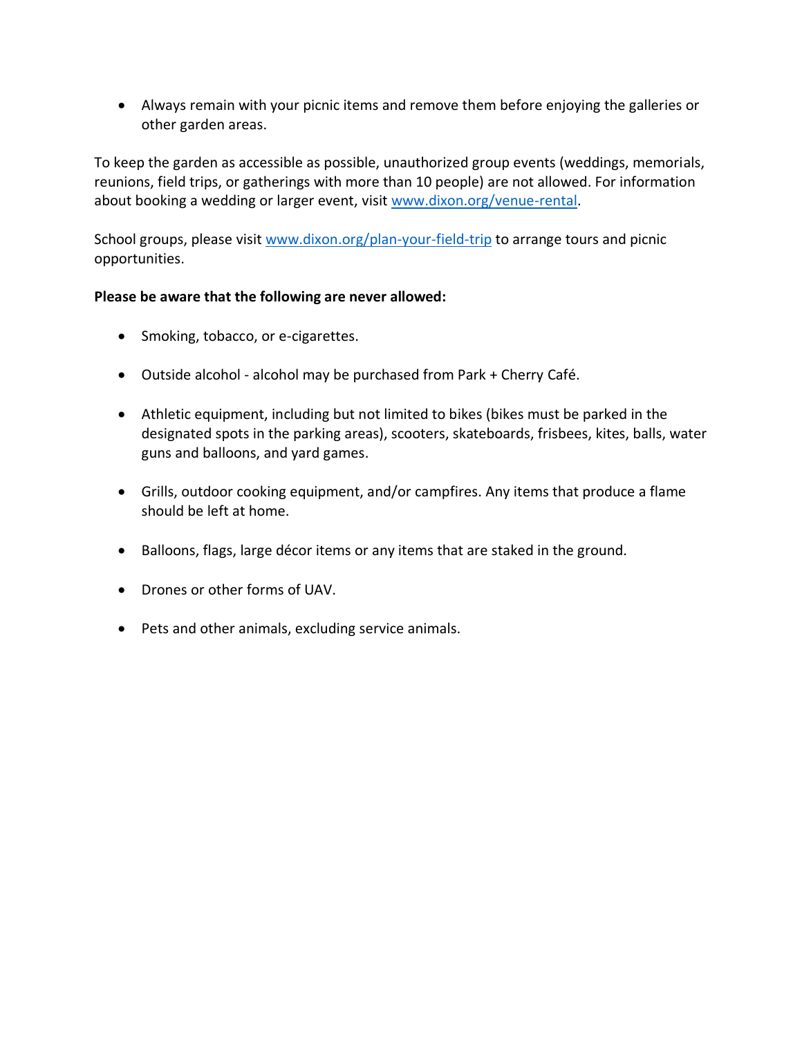- Always remain with your picnic items and remove them before enjoying the galleries or other garden areas.

To keep the garden as accessible as possible, unauthorized group events (weddings, memorials, reunions, field trips, or gatherings with more than 10 people) are not allowed. For information about booking a wedding or larger event, visit [www.dixon.org/venue-rental](http://www.dixon.org/venue-rental).

School groups, please visit [www.dixon.org/plan-your-field-trip](http://www.dixon.org/plan-your-field-trip) to arrange tours and picnic opportunities.

**Please be aware that the following are never allowed:**

- Smoking, tobacco, or e-cigarettes.
- Outside alcohol - alcohol may be purchased from Park + Cherry Café.
- Athletic equipment, including but not limited to bikes (bikes must be parked in the designated spots in the parking areas), scooters, skateboards, frisbees, kites, balls, water guns and balloons, and yard games.
- Grills, outdoor cooking equipment, and/or campfires. Any items that produce a flame should be left at home.
- Balloons, flags, large décor items or any items that are staked in the ground.
- Drones or other forms of UAV.
- Pets and other animals, excluding service animals.